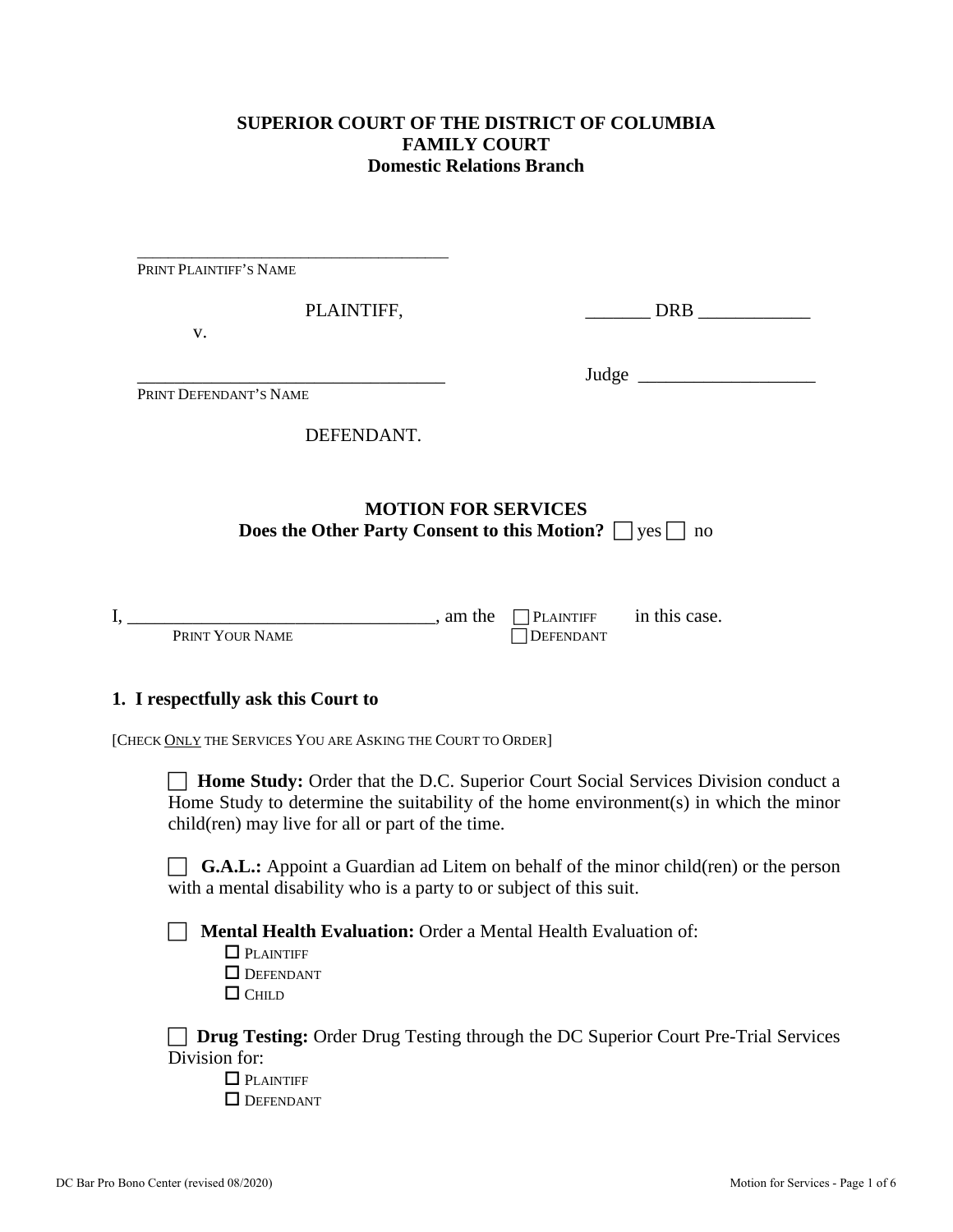**SUPERIOR COURT OF THE DISTRICT OF COLUMBIA**
**FAMILY COURT**
**Domestic Relations Branch**

____________________________________
PRINT PLAINTIFF'S NAME

PLAINTIFF, _______ DRB ____________

v.

____________________________________ Judge ___________________
PRINT DEFENDANT'S NAME

DEFENDANT.

**MOTION FOR SERVICES**
**Does the Other Party Consent to this Motion?** ☐ yes ☐ no

I, _________________________________, am the ☐ PLAINTIFF ☐ DEFENDANT in this case.
PRINT YOUR NAME

**1. I respectfully ask this Court to**

[CHECK ONLY THE SERVICES YOU ARE ASKING THE COURT TO ORDER]

☐ **Home Study:** Order that the D.C. Superior Court Social Services Division conduct a Home Study to determine the suitability of the home environment(s) in which the minor child(ren) may live for all or part of the time.

☐ **G.A.L.:** Appoint a Guardian ad Litem on behalf of the minor child(ren) or the person with a mental disability who is a party to or subject of this suit.

☐ **Mental Health Evaluation:** Order a Mental Health Evaluation of:
- ☐ PLAINTIFF
- ☐ DEFENDANT
- ☐ CHILD

☐ **Drug Testing:** Order Drug Testing through the DC Superior Court Pre-Trial Services Division for:
- ☐ PLAINTIFF
- ☐ DEFENDANT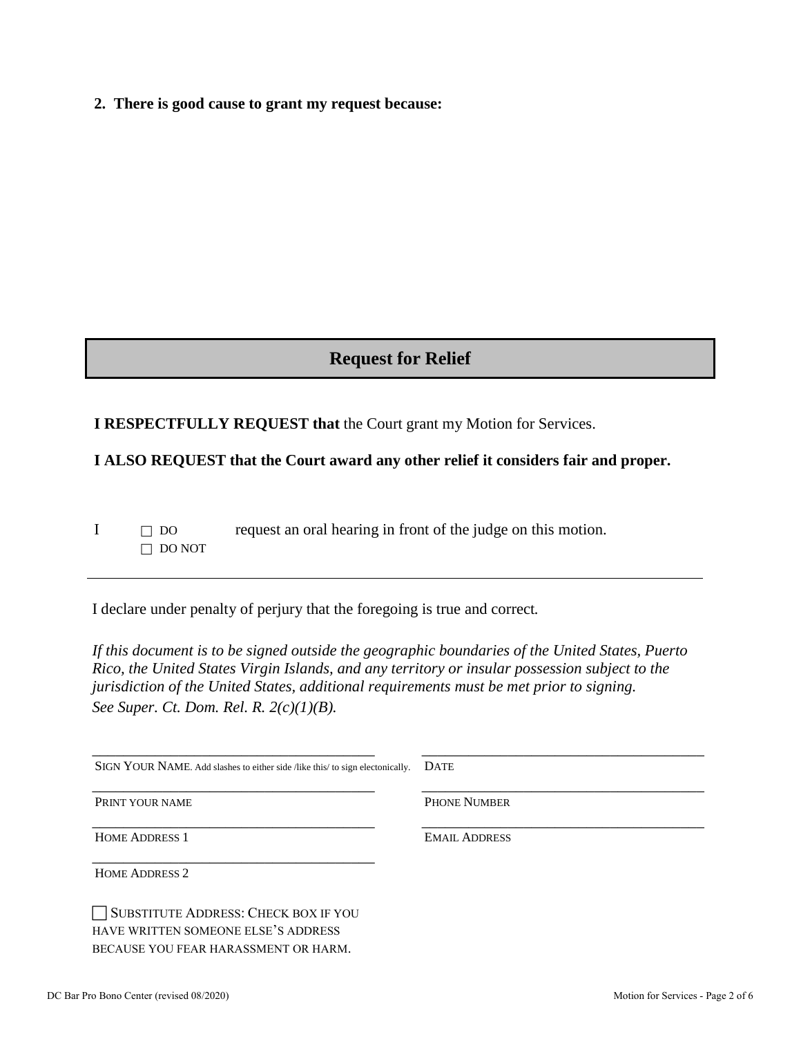**2. There is good cause to grant my request because:**

## Request for Relief

**I RESPECTFULLY REQUEST that** the Court grant my Motion for Services.

**I ALSO REQUEST that the Court award any other relief it considers fair and proper.**

I ☐ DO ☐ DO NOT request an oral hearing in front of the judge on this motion.

---

I declare under penalty of perjury that the foregoing is true and correct.

*If this document is to be signed outside the geographic boundaries of the United States, Puerto Rico, the United States Virgin Islands, and any territory or insular possession subject to the jurisdiction of the United States, additional requirements must be met prior to signing. See Super. Ct. Dom. Rel. R. 2(c)(1)(B).*

| | |
|---|---|
| ______________________________________ | ______________________________________ |
| SIGN YOUR NAME. Add slashes to either side /like this/ to sign electonically. | DATE |
| ______________________________________ | ______________________________________ |
| PRINT YOUR NAME | PHONE NUMBER |
| ______________________________________ | ______________________________________ |
| HOME ADDRESS 1 | EMAIL ADDRESS |
| ______________________________________ | |
| HOME ADDRESS 2 | |

☐ SUBSTITUTE ADDRESS: CHECK BOX IF YOU HAVE WRITTEN SOMEONE ELSE'S ADDRESS BECAUSE YOU FEAR HARASSMENT OR HARM.

DC Bar Pro Bono Center (revised 08/2020)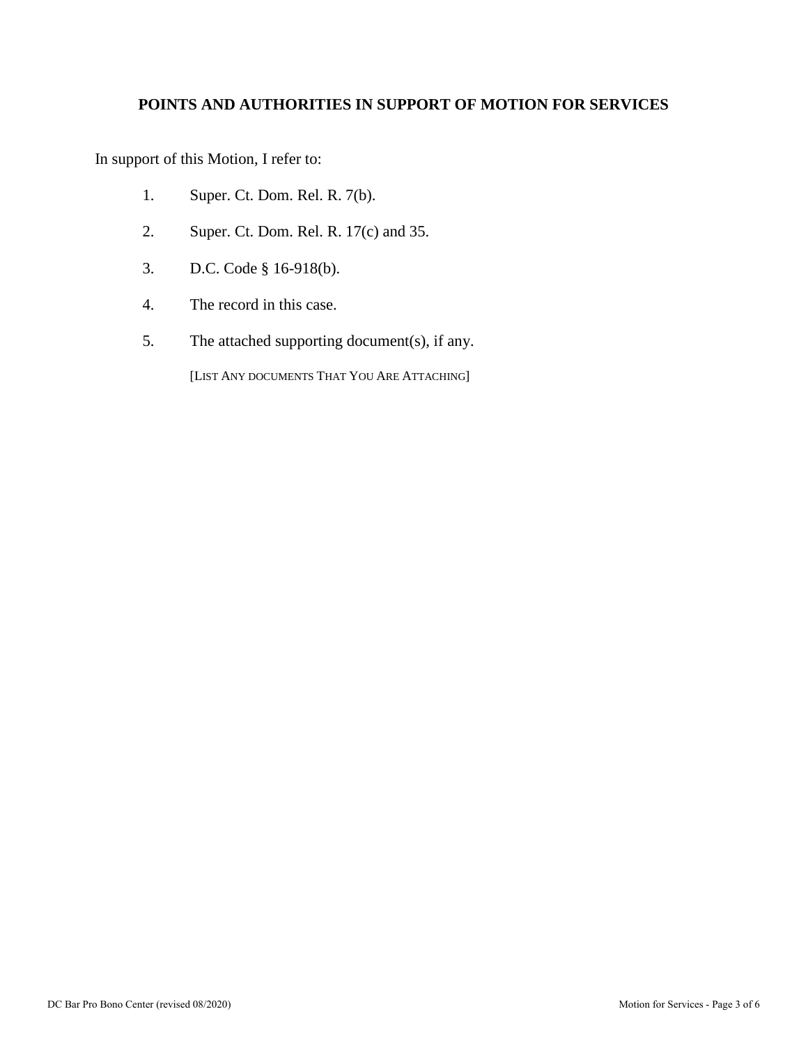## POINTS AND AUTHORITIES IN SUPPORT OF MOTION FOR SERVICES

In support of this Motion, I refer to:

1. Super. Ct. Dom. Rel. R. 7(b).
2. Super. Ct. Dom. Rel. R. 17(c) and 35.
3. D.C. Code § 16-918(b).
4. The record in this case.
5. The attached supporting document(s), if any.

   [LIST ANY DOCUMENTS THAT YOU ARE ATTACHING]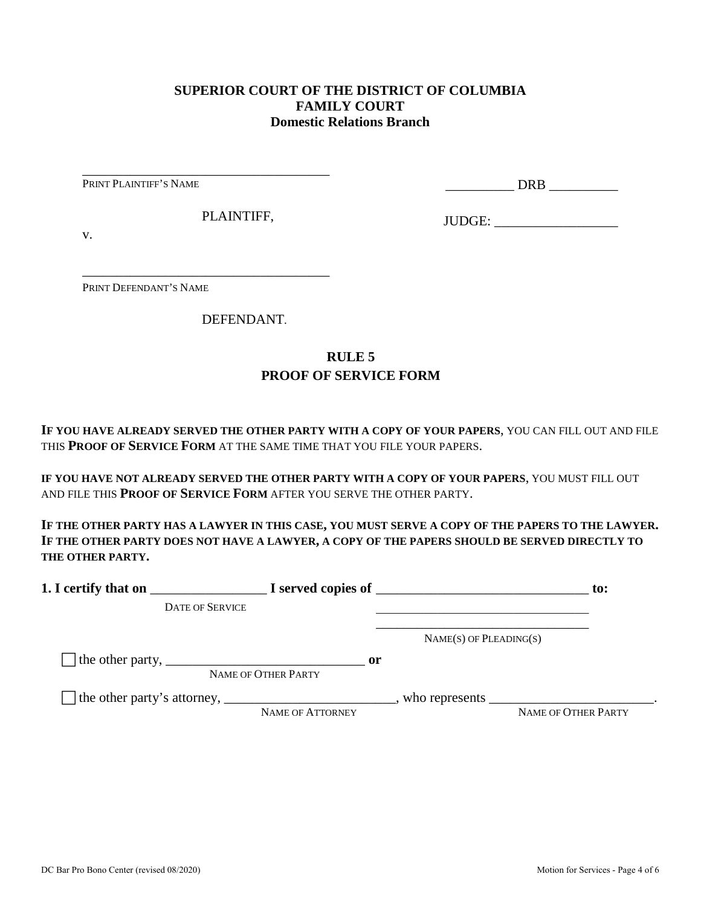**SUPERIOR COURT OF THE DISTRICT OF COLUMBIA**
**FAMILY COURT**
**Domestic Relations Branch**

______________________________________
PRINT PLAINTIFF'S NAME

PLAINTIFF,

v.

______________________________________
PRINT DEFENDANT'S NAME

DEFENDANT.

__________ DRB __________

JUDGE: __________________

## RULE 5
## PROOF OF SERVICE FORM

**IF YOU HAVE ALREADY SERVED THE OTHER PARTY WITH A COPY OF YOUR PAPERS**, YOU CAN FILL OUT AND FILE THIS **PROOF OF SERVICE FORM** AT THE SAME TIME THAT YOU FILE YOUR PAPERS.

**IF YOU HAVE NOT ALREADY SERVED THE OTHER PARTY WITH A COPY OF YOUR PAPERS**, YOU MUST FILL OUT AND FILE THIS **PROOF OF SERVICE FORM** AFTER YOU SERVE THE OTHER PARTY.

**IF THE OTHER PARTY HAS A LAWYER IN THIS CASE, YOU MUST SERVE A COPY OF THE PAPERS TO THE LAWYER. IF THE OTHER PARTY DOES NOT HAVE A LAWYER, A COPY OF THE PAPERS SHOULD BE SERVED DIRECTLY TO THE OTHER PARTY.**

**1. I certify that on** _________________ **I served copies of** _______________________________ **to:**
DATE OF SERVICE
_______________________________
_______________________________
NAME(S) OF PLEADING(S)

☐ the other party, _____________________________ **or**
NAME OF OTHER PARTY

☐ the other party's attorney, _________________________, who represents _______________________.
NAME OF ATTORNEY NAME OF OTHER PARTY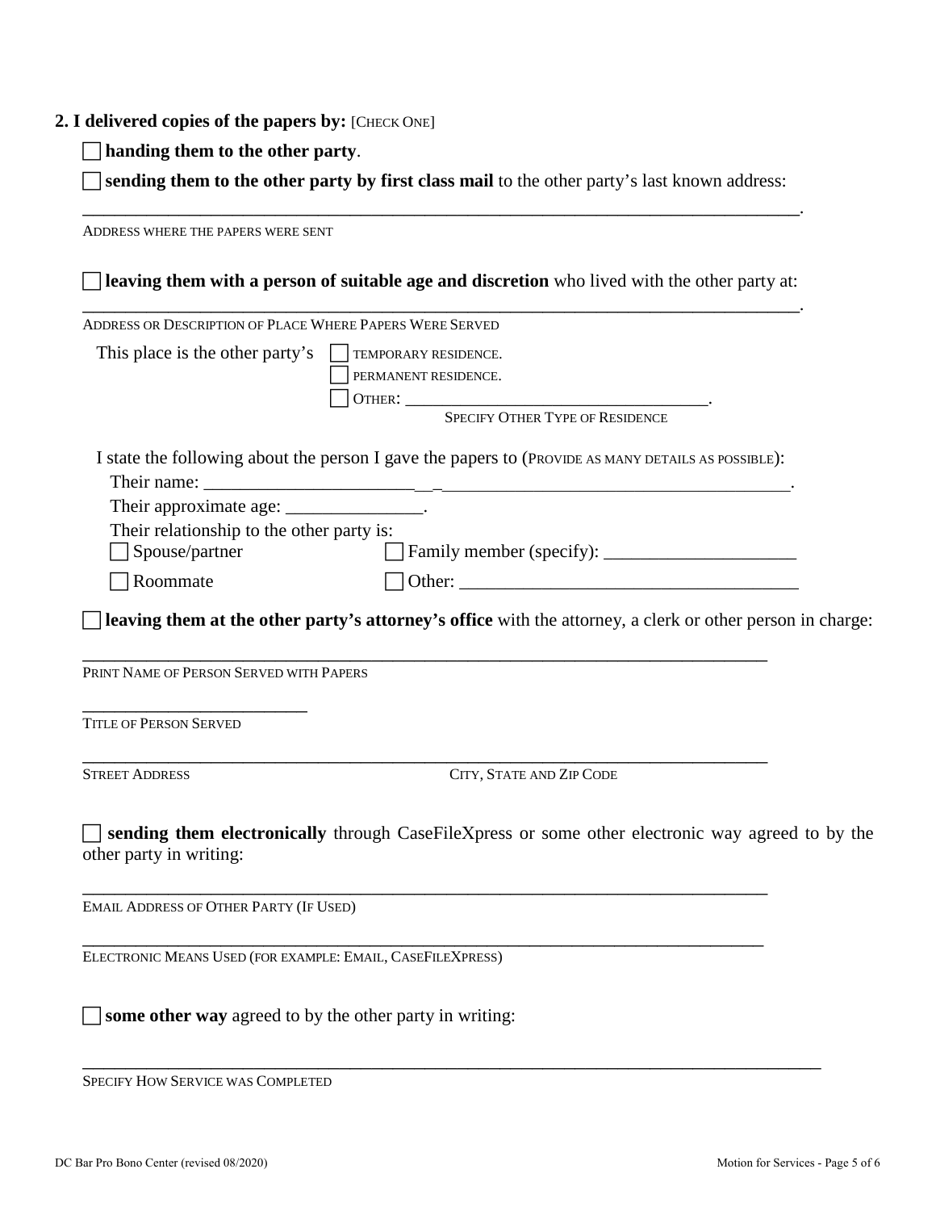**2. I delivered copies of the papers by:** [CHECK ONE]

☐ **handing them to the other party**.

☐ **sending them to the other party by first class mail** to the other party's last known address:

_______________________________________________________________________________.

ADDRESS WHERE THE PAPERS WERE SENT

☐ **leaving them with a person of suitable age and discretion** who lived with the other party at:

_______________________________________________________________________________.

ADDRESS OR DESCRIPTION OF PLACE WHERE PAPERS WERE SERVED

This place is the other party's ☐ TEMPORARY RESIDENCE.
☐ PERMANENT RESIDENCE.
☐ OTHER: __________________________________.
SPECIFY OTHER TYPE OF RESIDENCE

I state the following about the person I gave the papers to (PROVIDE AS MANY DETAILS AS POSSIBLE):

Their name: ______________________________________________________________.

Their approximate age: _______________.

Their relationship to the other party is:

☐ Spouse/partner ☐ Family member (specify): ____________________

☐ Roommate ☐ Other: _____________________________________

☐ **leaving them at the other party's attorney's office** with the attorney, a clerk or other person in charge:

_____________________________________________________________________________

PRINT NAME OF PERSON SERVED WITH PAPERS

_________________________

TITLE OF PERSON SERVED

_____________________________________________________________________________

STREET ADDRESS CITY, STATE AND ZIP CODE

☐ **sending them electronically** through CaseFileXpress or some other electronic way agreed to by the other party in writing:

_____________________________________________________________________________

EMAIL ADDRESS OF OTHER PARTY (IF USED)

_____________________________________________________________________________

ELECTRONIC MEANS USED (FOR EXAMPLE: EMAIL, CASEFILEXPRESS)

☐ **some other way** agreed to by the other party in writing:

_____________________________________________________________________________

SPECIFY HOW SERVICE WAS COMPLETED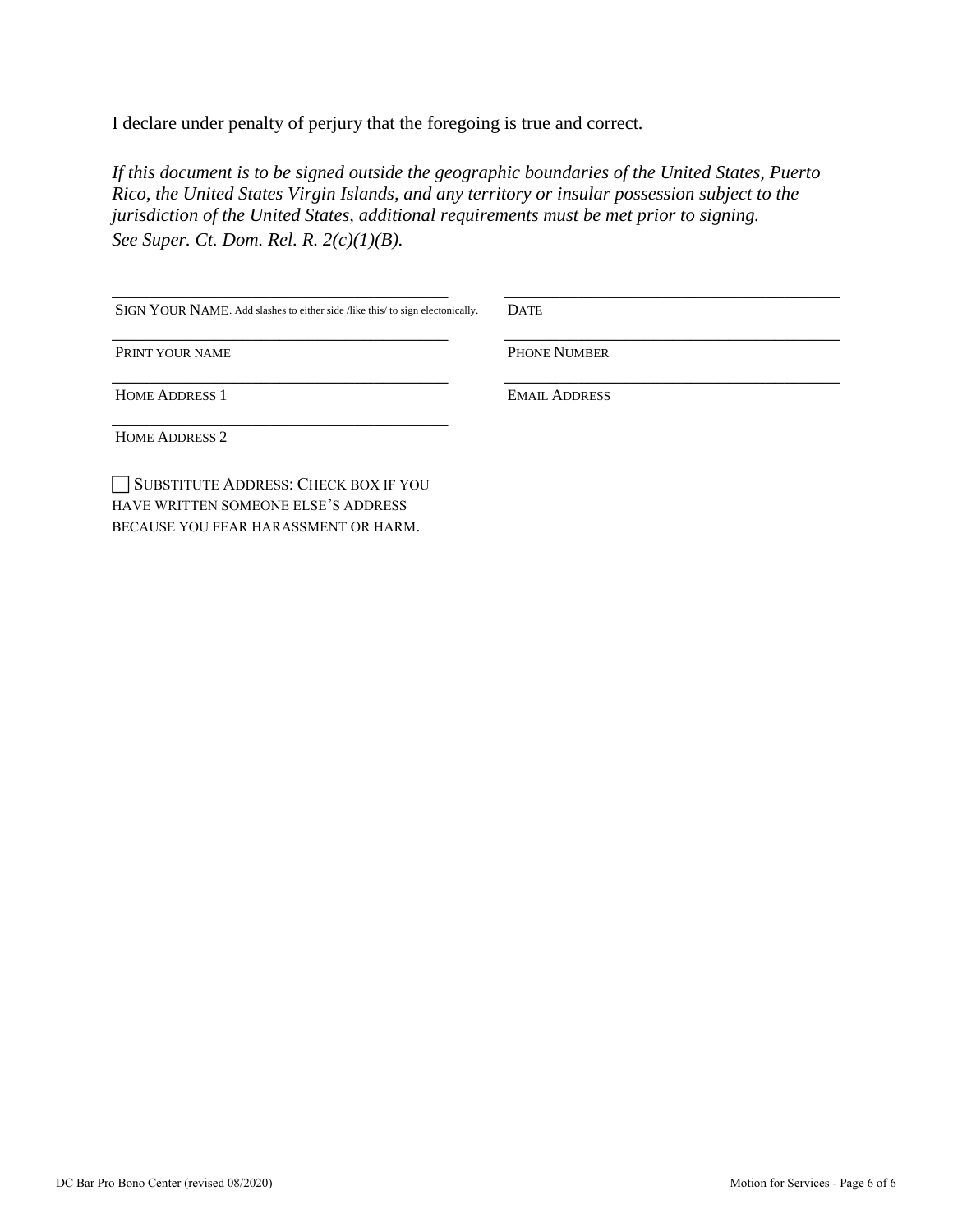I declare under penalty of perjury that the foregoing is true and correct.

*If this document is to be signed outside the geographic boundaries of the United States, Puerto Rico, the United States Virgin Islands, and any territory or insular possession subject to the jurisdiction of the United States, additional requirements must be met prior to signing. See Super. Ct. Dom. Rel. R. 2(c)(1)(B).*

\_\_\_\_\_\_\_\_\_\_\_\_\_\_\_\_\_\_\_\_\_\_\_\_\_\_\_\_\_\_\_\_\_\_\_\_\_\_\_\_
SIGN YOUR NAME. Add slashes to either side /like this/ to sign electonically.

\_\_\_\_\_\_\_\_\_\_\_\_\_\_\_\_\_\_\_\_\_\_\_\_\_\_\_\_\_\_\_\_\_\_\_\_\_\_\_\_
DATE

\_\_\_\_\_\_\_\_\_\_\_\_\_\_\_\_\_\_\_\_\_\_\_\_\_\_\_\_\_\_\_\_\_\_\_\_\_\_\_\_
PRINT YOUR NAME

\_\_\_\_\_\_\_\_\_\_\_\_\_\_\_\_\_\_\_\_\_\_\_\_\_\_\_\_\_\_\_\_\_\_\_\_\_\_\_\_
PHONE NUMBER

\_\_\_\_\_\_\_\_\_\_\_\_\_\_\_\_\_\_\_\_\_\_\_\_\_\_\_\_\_\_\_\_\_\_\_\_\_\_\_\_
HOME ADDRESS 1

\_\_\_\_\_\_\_\_\_\_\_\_\_\_\_\_\_\_\_\_\_\_\_\_\_\_\_\_\_\_\_\_\_\_\_\_\_\_\_\_
EMAIL ADDRESS

\_\_\_\_\_\_\_\_\_\_\_\_\_\_\_\_\_\_\_\_\_\_\_\_\_\_\_\_\_\_\_\_\_\_\_\_\_\_\_\_
HOME ADDRESS 2

☐ SUBSTITUTE ADDRESS: CHECK BOX IF YOU HAVE WRITTEN SOMEONE ELSE'S ADDRESS BECAUSE YOU FEAR HARASSMENT OR HARM.

DC Bar Pro Bono Center (revised 08/2020)